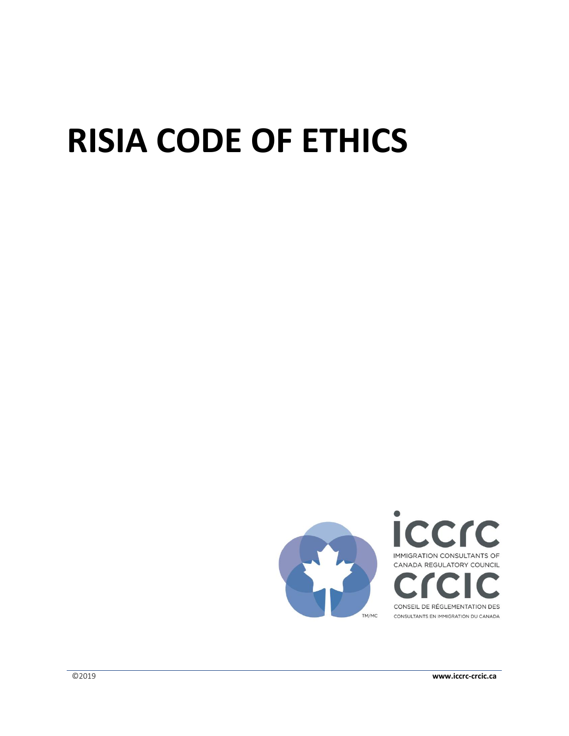# RISIA CODE OF ETHICS

iccrc

IMMIGRATION CONSULTANTS OF CANADA REGULATORY COUNCIL

crcic

CONSEIL DE RÉGLEMENTATION DES CONSULTANTS EN IMMIGRATION DU CANADA

©2019 www.iccrc-crcic.ca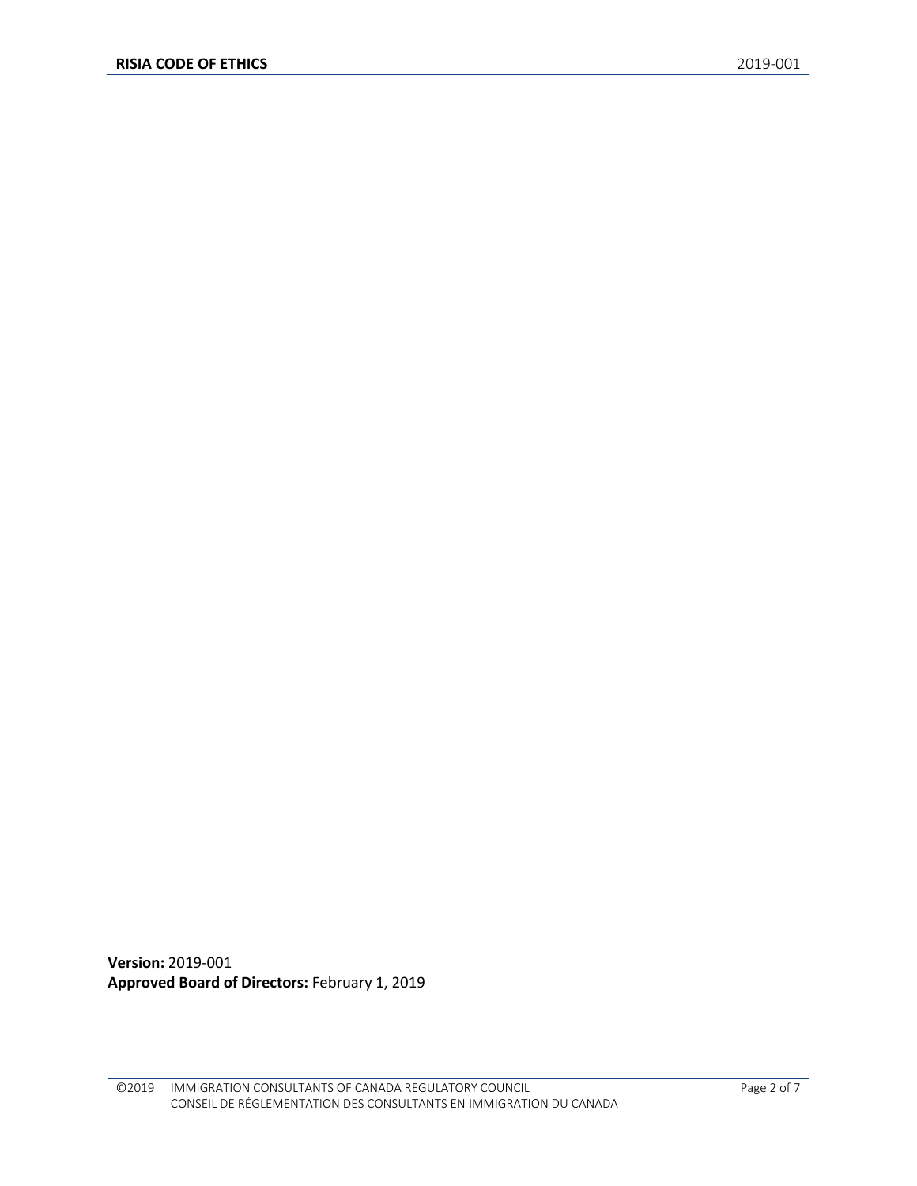**Version:** 2019-001
**Approved Board of Directors:** February 1, 2019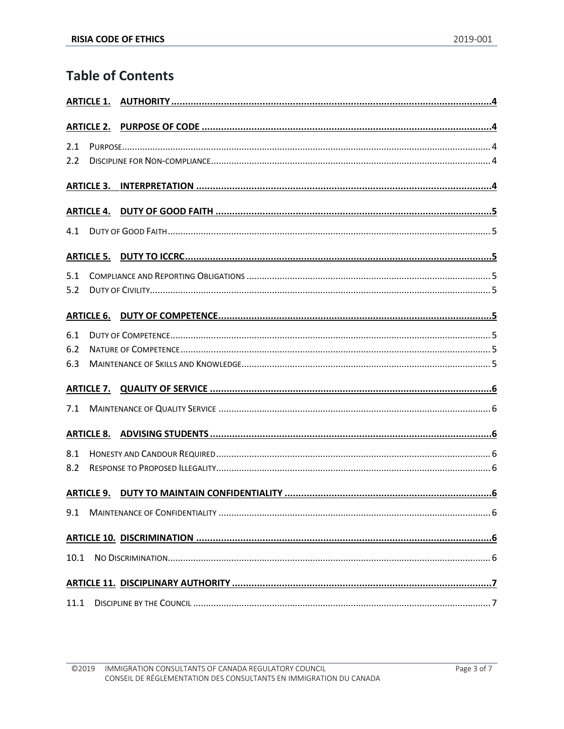# Table of Contents

**ARTICLE 1. AUTHORITY** ..... 4

**ARTICLE 2. PURPOSE OF CODE** ..... 4

- 2.1 PURPOSE ..... 4
- 2.2 DISCIPLINE FOR NON-COMPLIANCE ..... 4

**ARTICLE 3. INTERPRETATION** ..... 4

**ARTICLE 4. DUTY OF GOOD FAITH** ..... 5

- 4.1 DUTY OF GOOD FAITH ..... 5

**ARTICLE 5. DUTY TO ICCRC** ..... 5

- 5.1 COMPLIANCE AND REPORTING OBLIGATIONS ..... 5
- 5.2 DUTY OF CIVILITY ..... 5

**ARTICLE 6. DUTY OF COMPETENCE** ..... 5

- 6.1 DUTY OF COMPETENCE ..... 5
- 6.2 NATURE OF COMPETENCE ..... 5
- 6.3 MAINTENANCE OF SKILLS AND KNOWLEDGE ..... 5

**ARTICLE 7. QUALITY OF SERVICE** ..... 6

- 7.1 MAINTENANCE OF QUALITY SERVICE ..... 6

**ARTICLE 8. ADVISING STUDENTS** ..... 6

- 8.1 HONESTY AND CANDOUR REQUIRED ..... 6
- 8.2 RESPONSE TO PROPOSED ILLEGALITY ..... 6

**ARTICLE 9. DUTY TO MAINTAIN CONFIDENTIALITY** ..... 6

- 9.1 MAINTENANCE OF CONFIDENTIALITY ..... 6

**ARTICLE 10. DISCRIMINATION** ..... 6

- 10.1 NO DISCRIMINATION ..... 6

**ARTICLE 11. DISCIPLINARY AUTHORITY** ..... 7

- 11.1 DISCIPLINE BY THE COUNCIL ..... 7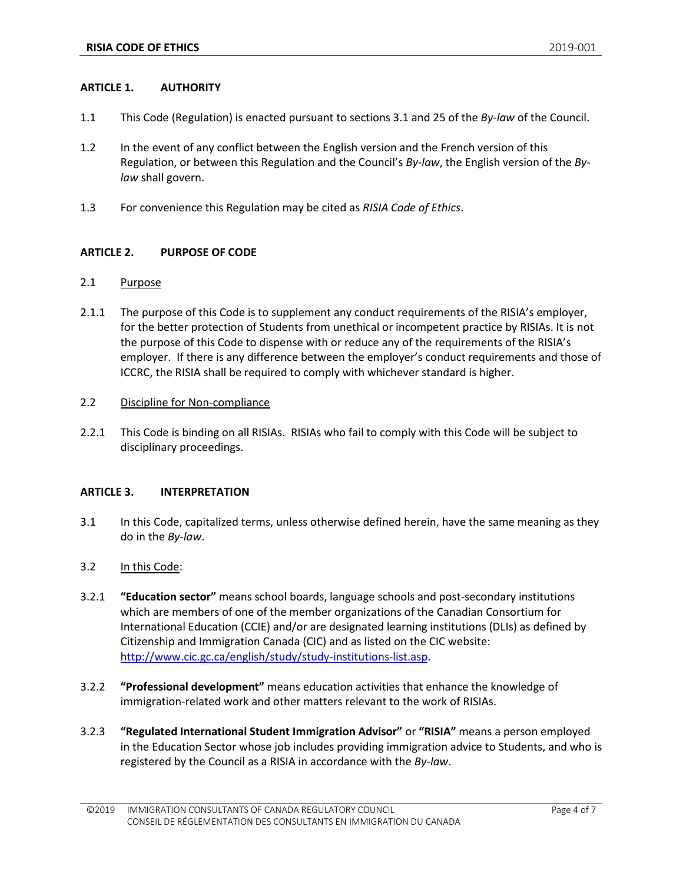## ARTICLE 1. AUTHORITY

1.1 This Code (Regulation) is enacted pursuant to sections 3.1 and 25 of the *By-law* of the Council.

1.2 In the event of any conflict between the English version and the French version of this Regulation, or between this Regulation and the Council's *By-law*, the English version of the *By-law* shall govern.

1.3 For convenience this Regulation may be cited as *RISIA Code of Ethics*.

## ARTICLE 2. PURPOSE OF CODE

2.1 Purpose

2.1.1 The purpose of this Code is to supplement any conduct requirements of the RISIA's employer, for the better protection of Students from unethical or incompetent practice by RISIAs. It is not the purpose of this Code to dispense with or reduce any of the requirements of the RISIA's employer. If there is any difference between the employer's conduct requirements and those of ICCRC, the RISIA shall be required to comply with whichever standard is higher.

2.2 Discipline for Non-compliance

2.2.1 This Code is binding on all RISIAs. RISIAs who fail to comply with this Code will be subject to disciplinary proceedings.

## ARTICLE 3. INTERPRETATION

3.1 In this Code, capitalized terms, unless otherwise defined herein, have the same meaning as they do in the *By-law*.

3.2 In this Code:

3.2.1 **"Education sector"** means school boards, language schools and post-secondary institutions which are members of one of the member organizations of the Canadian Consortium for International Education (CCIE) and/or are designated learning institutions (DLIs) as defined by Citizenship and Immigration Canada (CIC) and as listed on the CIC website: [http://www.cic.gc.ca/english/study/study-institutions-list.asp](http://www.cic.gc.ca/english/study/study-institutions-list.asp).

3.2.2 **"Professional development"** means education activities that enhance the knowledge of immigration-related work and other matters relevant to the work of RISIAs.

3.2.3 **"Regulated International Student Immigration Advisor"** or **"RISIA"** means a person employed in the Education Sector whose job includes providing immigration advice to Students, and who is registered by the Council as a RISIA in accordance with the *By-law*.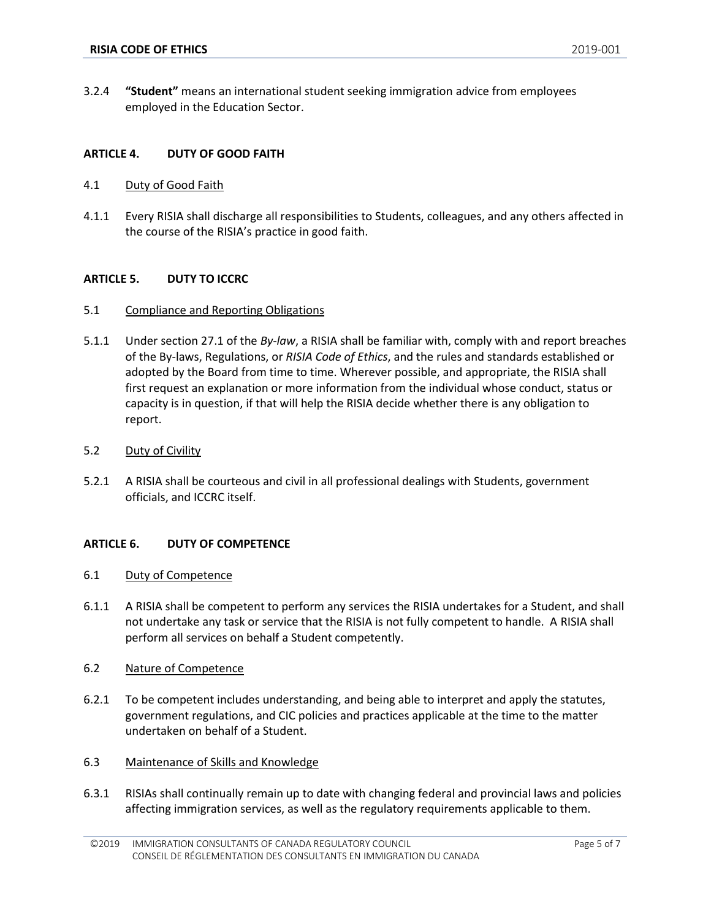3.2.4 **"Student"** means an international student seeking immigration advice from employees employed in the Education Sector.

## ARTICLE 4. DUTY OF GOOD FAITH

4.1 Duty of Good Faith

4.1.1 Every RISIA shall discharge all responsibilities to Students, colleagues, and any others affected in the course of the RISIA's practice in good faith.

## ARTICLE 5. DUTY TO ICCRC

5.1 Compliance and Reporting Obligations

5.1.1 Under section 27.1 of the *By-law*, a RISIA shall be familiar with, comply with and report breaches of the By-laws, Regulations, or *RISIA Code of Ethics*, and the rules and standards established or adopted by the Board from time to time. Wherever possible, and appropriate, the RISIA shall first request an explanation or more information from the individual whose conduct, status or capacity is in question, if that will help the RISIA decide whether there is any obligation to report.

5.2 Duty of Civility

5.2.1 A RISIA shall be courteous and civil in all professional dealings with Students, government officials, and ICCRC itself.

## ARTICLE 6. DUTY OF COMPETENCE

6.1 Duty of Competence

6.1.1 A RISIA shall be competent to perform any services the RISIA undertakes for a Student, and shall not undertake any task or service that the RISIA is not fully competent to handle. A RISIA shall perform all services on behalf a Student competently.

6.2 Nature of Competence

6.2.1 To be competent includes understanding, and being able to interpret and apply the statutes, government regulations, and CIC policies and practices applicable at the time to the matter undertaken on behalf of a Student.

6.3 Maintenance of Skills and Knowledge

6.3.1 RISIAs shall continually remain up to date with changing federal and provincial laws and policies affecting immigration services, as well as the regulatory requirements applicable to them.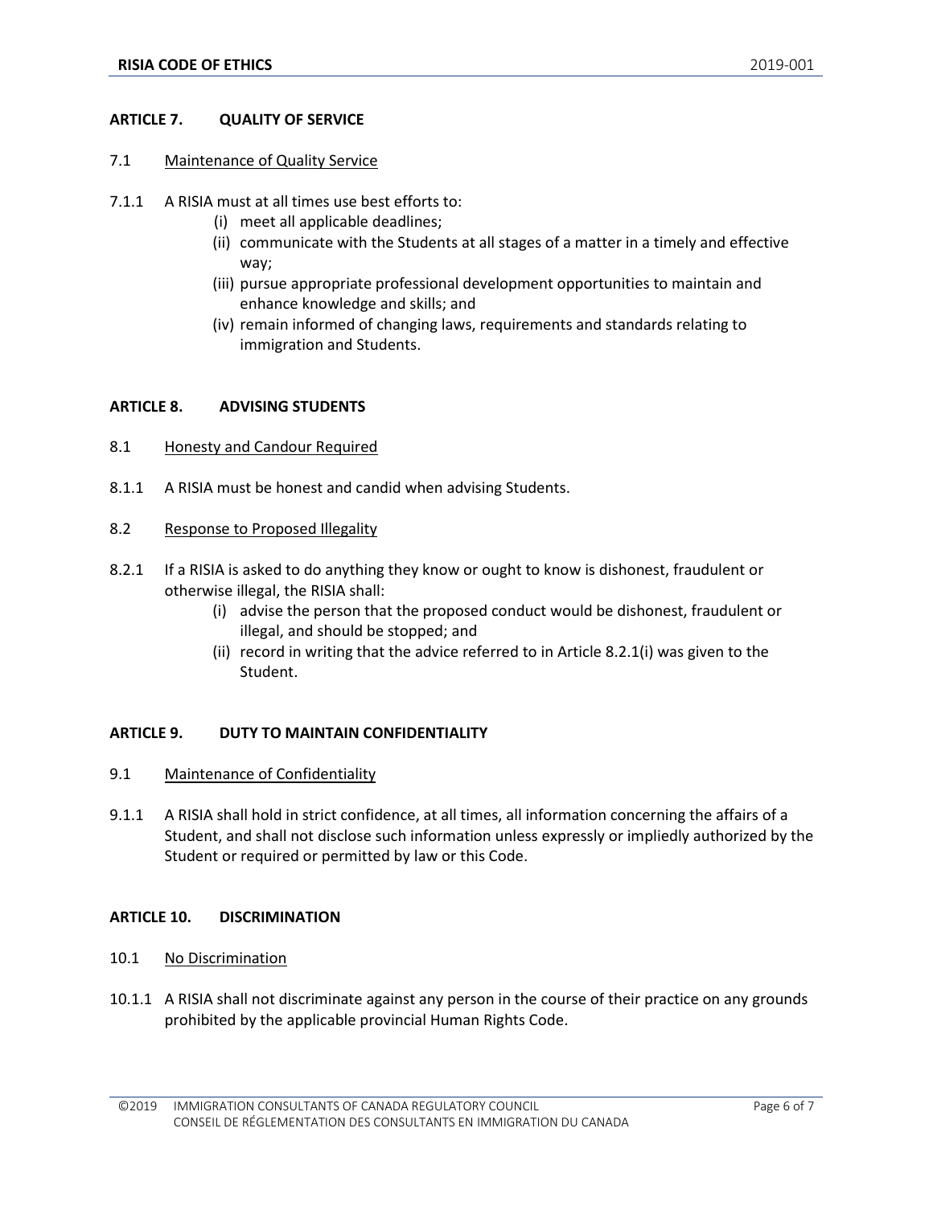## ARTICLE 7. QUALITY OF SERVICE

7.1 <u>Maintenance of Quality Service</u>

7.1.1 A RISIA must at all times use best efforts to:

- (i) meet all applicable deadlines;
- (ii) communicate with the Students at all stages of a matter in a timely and effective way;
- (iii) pursue appropriate professional development opportunities to maintain and enhance knowledge and skills; and
- (iv) remain informed of changing laws, requirements and standards relating to immigration and Students.

## ARTICLE 8. ADVISING STUDENTS

8.1 <u>Honesty and Candour Required</u>

8.1.1 A RISIA must be honest and candid when advising Students.

8.2 <u>Response to Proposed Illegality</u>

8.2.1 If a RISIA is asked to do anything they know or ought to know is dishonest, fraudulent or otherwise illegal, the RISIA shall:

- (i) advise the person that the proposed conduct would be dishonest, fraudulent or illegal, and should be stopped; and
- (ii) record in writing that the advice referred to in Article 8.2.1(i) was given to the Student.

## ARTICLE 9. DUTY TO MAINTAIN CONFIDENTIALITY

9.1 <u>Maintenance of Confidentiality</u>

9.1.1 A RISIA shall hold in strict confidence, at all times, all information concerning the affairs of a Student, and shall not disclose such information unless expressly or impliedly authorized by the Student or required or permitted by law or this Code.

## ARTICLE 10. DISCRIMINATION

10.1 <u>No Discrimination</u>

10.1.1 A RISIA shall not discriminate against any person in the course of their practice on any grounds prohibited by the applicable provincial Human Rights Code.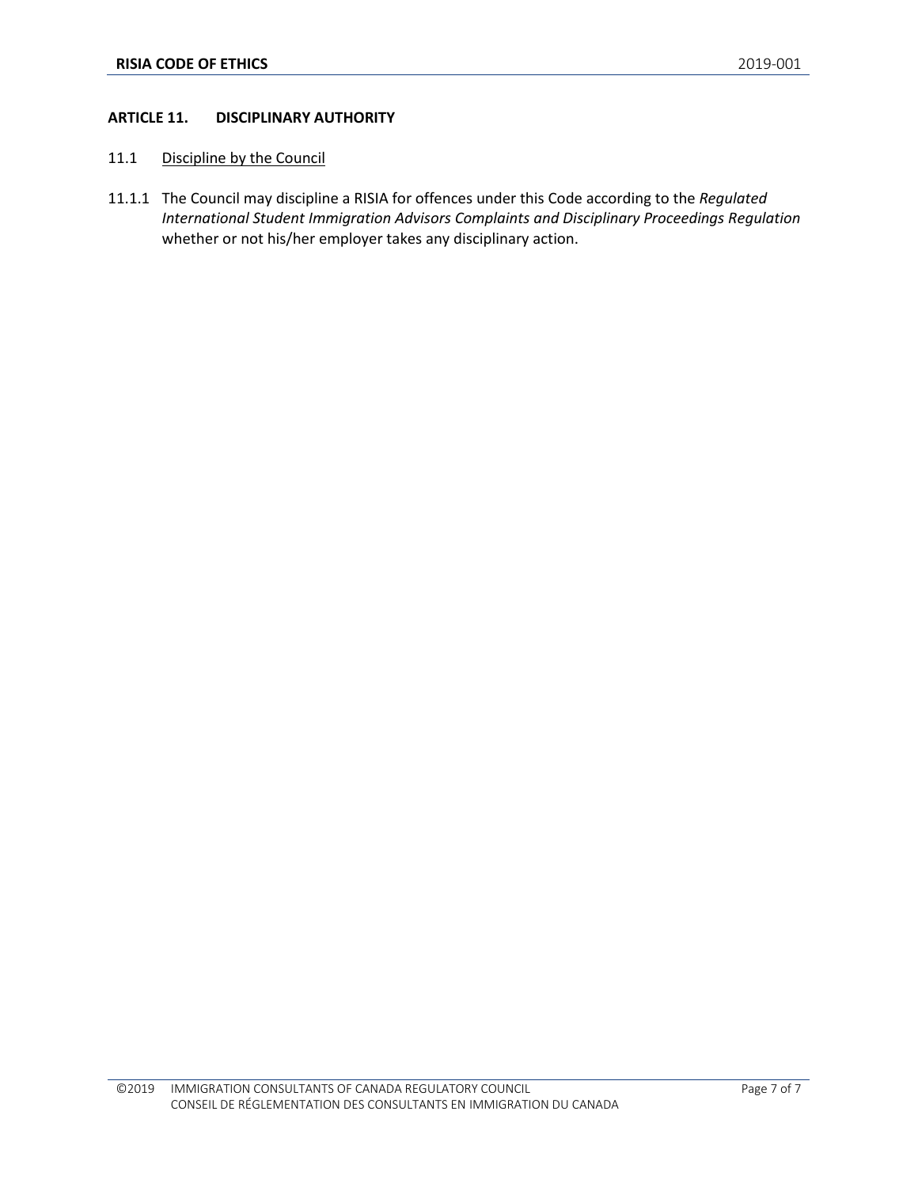## ARTICLE 11. DISCIPLINARY AUTHORITY

### 11.1 Discipline by the Council

11.1.1 The Council may discipline a RISIA for offences under this Code according to the *Regulated International Student Immigration Advisors Complaints and Disciplinary Proceedings Regulation* whether or not his/her employer takes any disciplinary action.